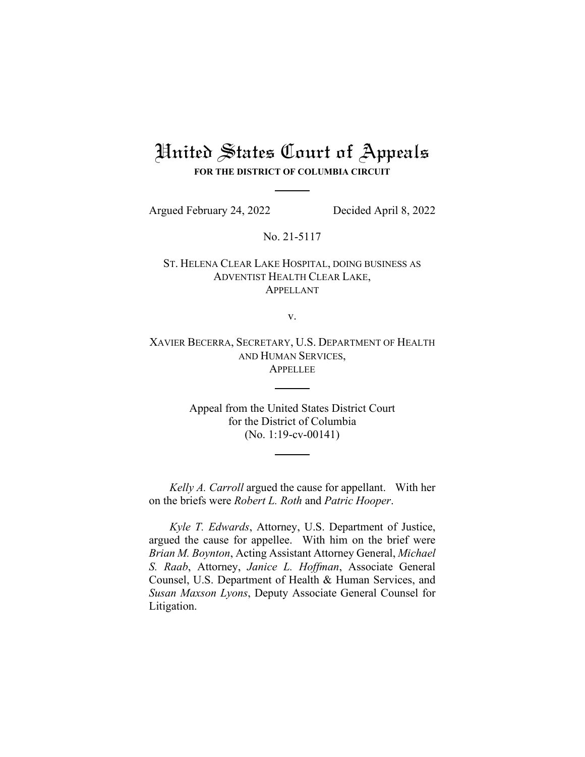# United States Court of Appeals

**FOR THE DISTRICT OF COLUMBIA CIRCUIT**

Argued February 24, 2022 Decided April 8, 2022

No. 21-5117

ST. HELENA CLEAR LAKE HOSPITAL, DOING BUSINESS AS ADVENTIST HEALTH CLEAR LAKE,
APPELLANT

v.

XAVIER BECERRA, SECRETARY, U.S. DEPARTMENT OF HEALTH AND HUMAN SERVICES,
APPELLEE

Appeal from the United States District Court for the District of Columbia
(No. 1:19-cv-00141)

*Kelly A. Carroll* argued the cause for appellant. With her on the briefs were *Robert L. Roth* and *Patric Hooper*.

*Kyle T. Edwards*, Attorney, U.S. Department of Justice, argued the cause for appellee. With him on the brief were *Brian M. Boynton*, Acting Assistant Attorney General, *Michael S. Raab*, Attorney, *Janice L. Hoffman*, Associate General Counsel, U.S. Department of Health & Human Services, and *Susan Maxson Lyons*, Deputy Associate General Counsel for Litigation.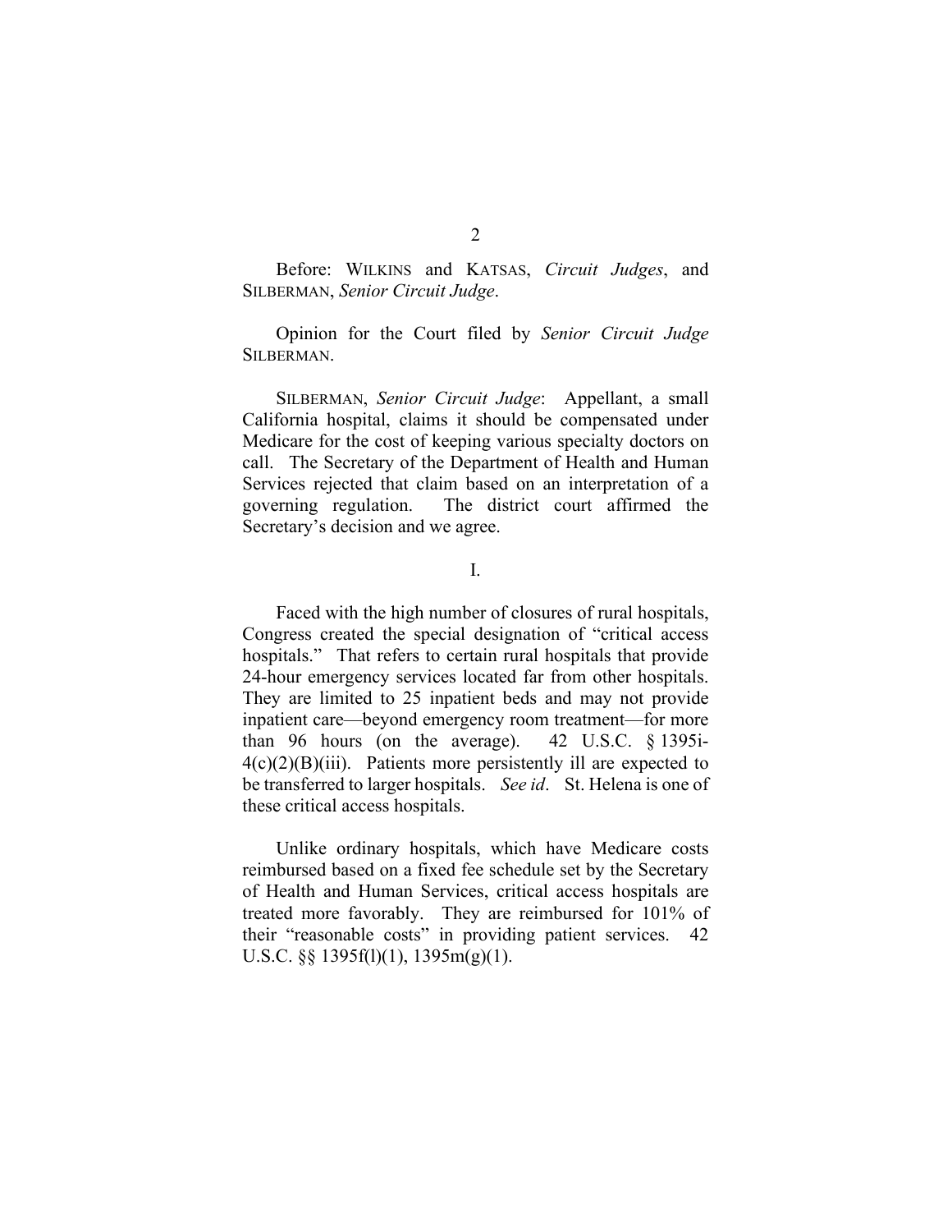Before: WILKINS and KATSAS, *Circuit Judges*, and SILBERMAN, *Senior Circuit Judge*.

Opinion for the Court filed by *Senior Circuit Judge* SILBERMAN.

SILBERMAN, *Senior Circuit Judge*: Appellant, a small California hospital, claims it should be compensated under Medicare for the cost of keeping various specialty doctors on call. The Secretary of the Department of Health and Human Services rejected that claim based on an interpretation of a governing regulation. The district court affirmed the Secretary's decision and we agree.

I.

Faced with the high number of closures of rural hospitals, Congress created the special designation of "critical access hospitals." That refers to certain rural hospitals that provide 24-hour emergency services located far from other hospitals. They are limited to 25 inpatient beds and may not provide inpatient care—beyond emergency room treatment—for more than 96 hours (on the average). 42 U.S.C. § 1395i-4(c)(2)(B)(iii). Patients more persistently ill are expected to be transferred to larger hospitals. *See id*. St. Helena is one of these critical access hospitals.

Unlike ordinary hospitals, which have Medicare costs reimbursed based on a fixed fee schedule set by the Secretary of Health and Human Services, critical access hospitals are treated more favorably. They are reimbursed for 101% of their "reasonable costs" in providing patient services. 42 U.S.C. §§ 1395f(l)(1), 1395m(g)(1).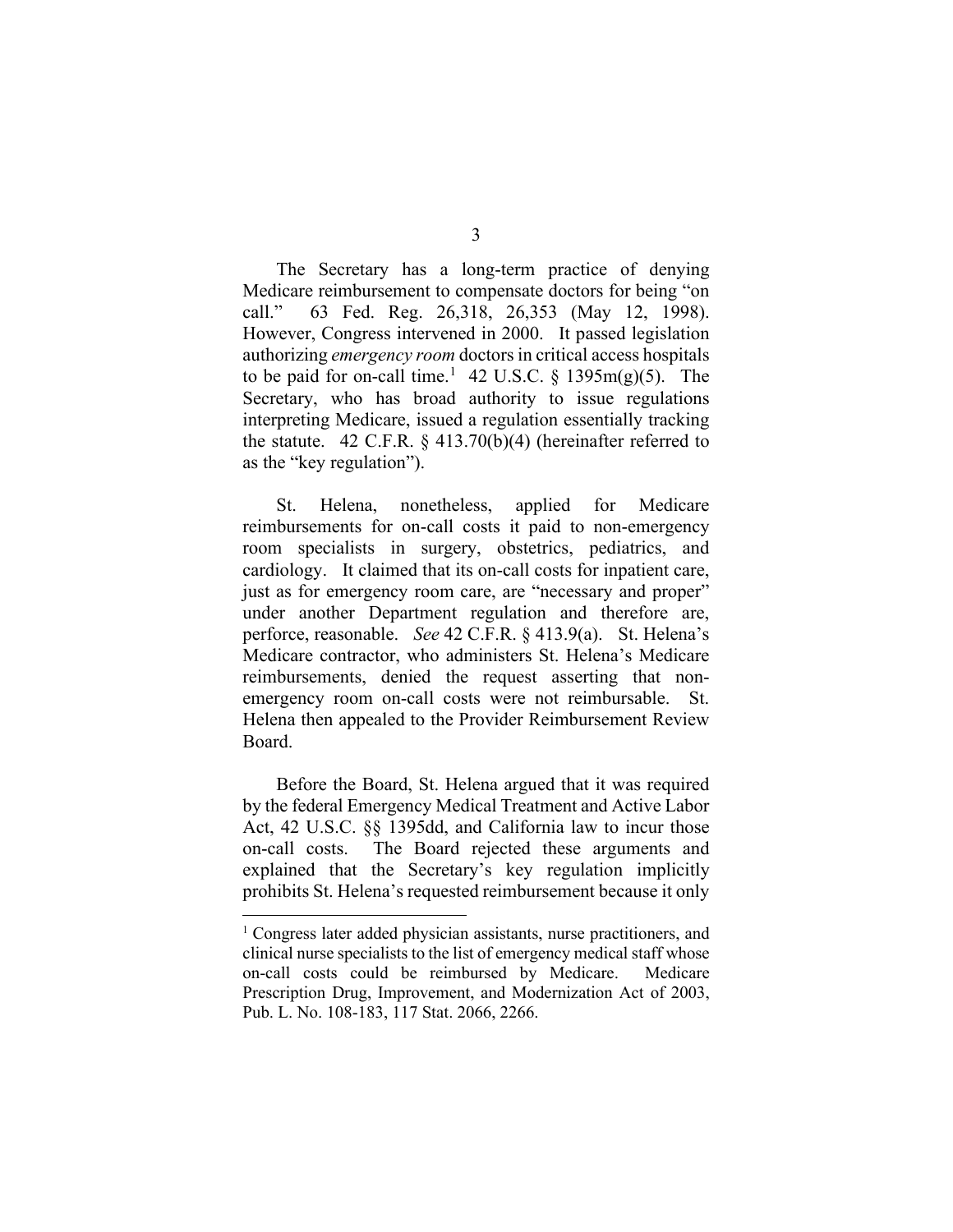The Secretary has a long-term practice of denying Medicare reimbursement to compensate doctors for being "on call." 63 Fed. Reg. 26,318, 26,353 (May 12, 1998). However, Congress intervened in 2000. It passed legislation authorizing *emergency room* doctors in critical access hospitals to be paid for on-call time.[1] 42 U.S.C. § 1395m(g)(5). The Secretary, who has broad authority to issue regulations interpreting Medicare, issued a regulation essentially tracking the statute. 42 C.F.R. § 413.70(b)(4) (hereinafter referred to as the "key regulation").

St. Helena, nonetheless, applied for Medicare reimbursements for on-call costs it paid to non-emergency room specialists in surgery, obstetrics, pediatrics, and cardiology. It claimed that its on-call costs for inpatient care, just as for emergency room care, are "necessary and proper" under another Department regulation and therefore are, perforce, reasonable. *See* 42 C.F.R. § 413.9(a). St. Helena's Medicare contractor, who administers St. Helena's Medicare reimbursements, denied the request asserting that non-emergency room on-call costs were not reimbursable. St. Helena then appealed to the Provider Reimbursement Review Board.

Before the Board, St. Helena argued that it was required by the federal Emergency Medical Treatment and Active Labor Act, 42 U.S.C. §§ 1395dd, and California law to incur those on-call costs. The Board rejected these arguments and explained that the Secretary's key regulation implicitly prohibits St. Helena's requested reimbursement because it only

[1] Congress later added physician assistants, nurse practitioners, and clinical nurse specialists to the list of emergency medical staff whose on-call costs could be reimbursed by Medicare. Medicare Prescription Drug, Improvement, and Modernization Act of 2003, Pub. L. No. 108-183, 117 Stat. 2066, 2266.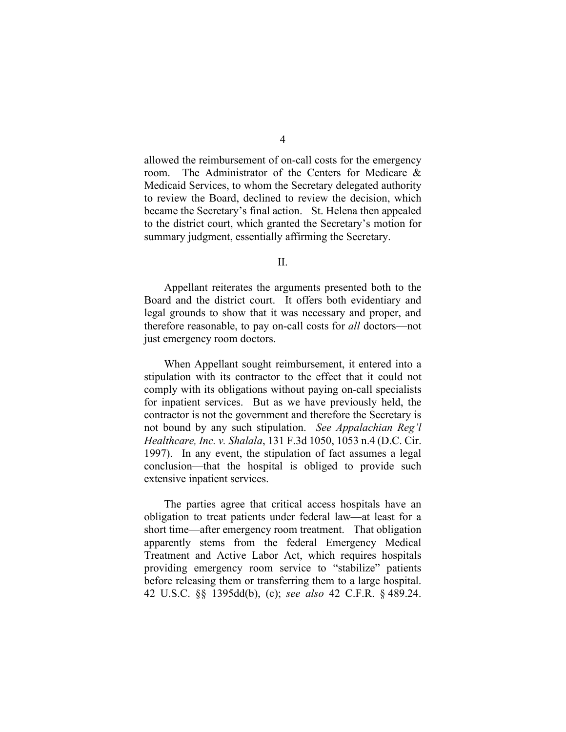allowed the reimbursement of on-call costs for the emergency room. The Administrator of the Centers for Medicare & Medicaid Services, to whom the Secretary delegated authority to review the Board, declined to review the decision, which became the Secretary's final action. St. Helena then appealed to the district court, which granted the Secretary's motion for summary judgment, essentially affirming the Secretary.

## II.

Appellant reiterates the arguments presented both to the Board and the district court. It offers both evidentiary and legal grounds to show that it was necessary and proper, and therefore reasonable, to pay on-call costs for *all* doctors—not just emergency room doctors.

When Appellant sought reimbursement, it entered into a stipulation with its contractor to the effect that it could not comply with its obligations without paying on-call specialists for inpatient services. But as we have previously held, the contractor is not the government and therefore the Secretary is not bound by any such stipulation. *See Appalachian Reg'l Healthcare, Inc. v. Shalala*, 131 F.3d 1050, 1053 n.4 (D.C. Cir. 1997). In any event, the stipulation of fact assumes a legal conclusion—that the hospital is obliged to provide such extensive inpatient services.

The parties agree that critical access hospitals have an obligation to treat patients under federal law—at least for a short time—after emergency room treatment. That obligation apparently stems from the federal Emergency Medical Treatment and Active Labor Act, which requires hospitals providing emergency room service to "stabilize" patients before releasing them or transferring them to a large hospital. 42 U.S.C. §§ 1395dd(b), (c); *see also* 42 C.F.R. § 489.24.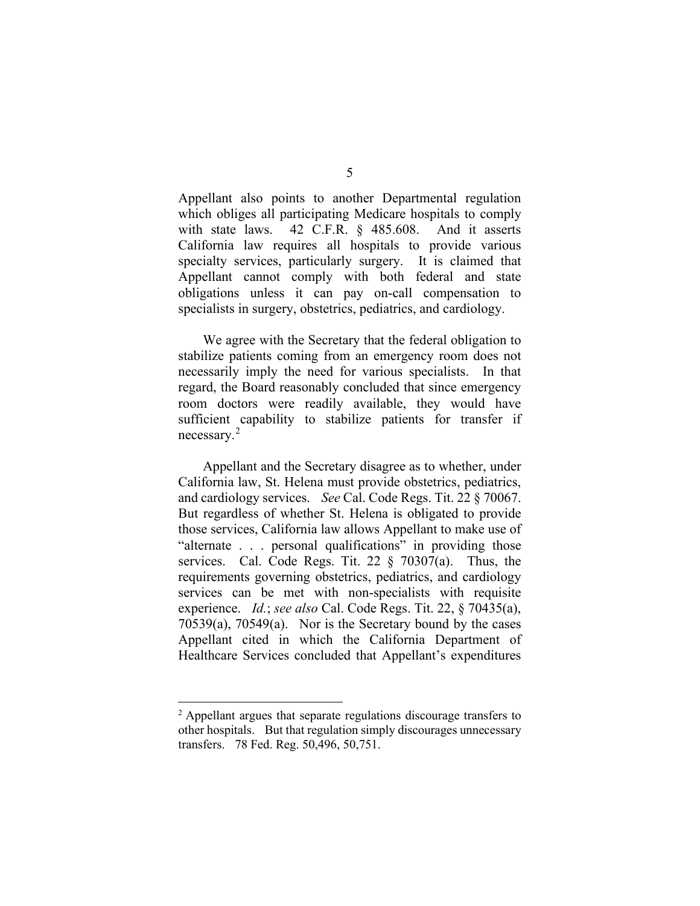Appellant also points to another Departmental regulation which obliges all participating Medicare hospitals to comply with state laws. 42 C.F.R. § 485.608. And it asserts California law requires all hospitals to provide various specialty services, particularly surgery. It is claimed that Appellant cannot comply with both federal and state obligations unless it can pay on-call compensation to specialists in surgery, obstetrics, pediatrics, and cardiology.

We agree with the Secretary that the federal obligation to stabilize patients coming from an emergency room does not necessarily imply the need for various specialists. In that regard, the Board reasonably concluded that since emergency room doctors were readily available, they would have sufficient capability to stabilize patients for transfer if necessary.[2]

Appellant and the Secretary disagree as to whether, under California law, St. Helena must provide obstetrics, pediatrics, and cardiology services. *See* Cal. Code Regs. Tit. 22 § 70067. But regardless of whether St. Helena is obligated to provide those services, California law allows Appellant to make use of "alternate . . . personal qualifications" in providing those services. Cal. Code Regs. Tit. 22 § 70307(a). Thus, the requirements governing obstetrics, pediatrics, and cardiology services can be met with non-specialists with requisite experience. *Id.*; *see also* Cal. Code Regs. Tit. 22, § 70435(a), 70539(a), 70549(a). Nor is the Secretary bound by the cases Appellant cited in which the California Department of Healthcare Services concluded that Appellant's expenditures

---

[2] Appellant argues that separate regulations discourage transfers to other hospitals. But that regulation simply discourages unnecessary transfers. 78 Fed. Reg. 50,496, 50,751.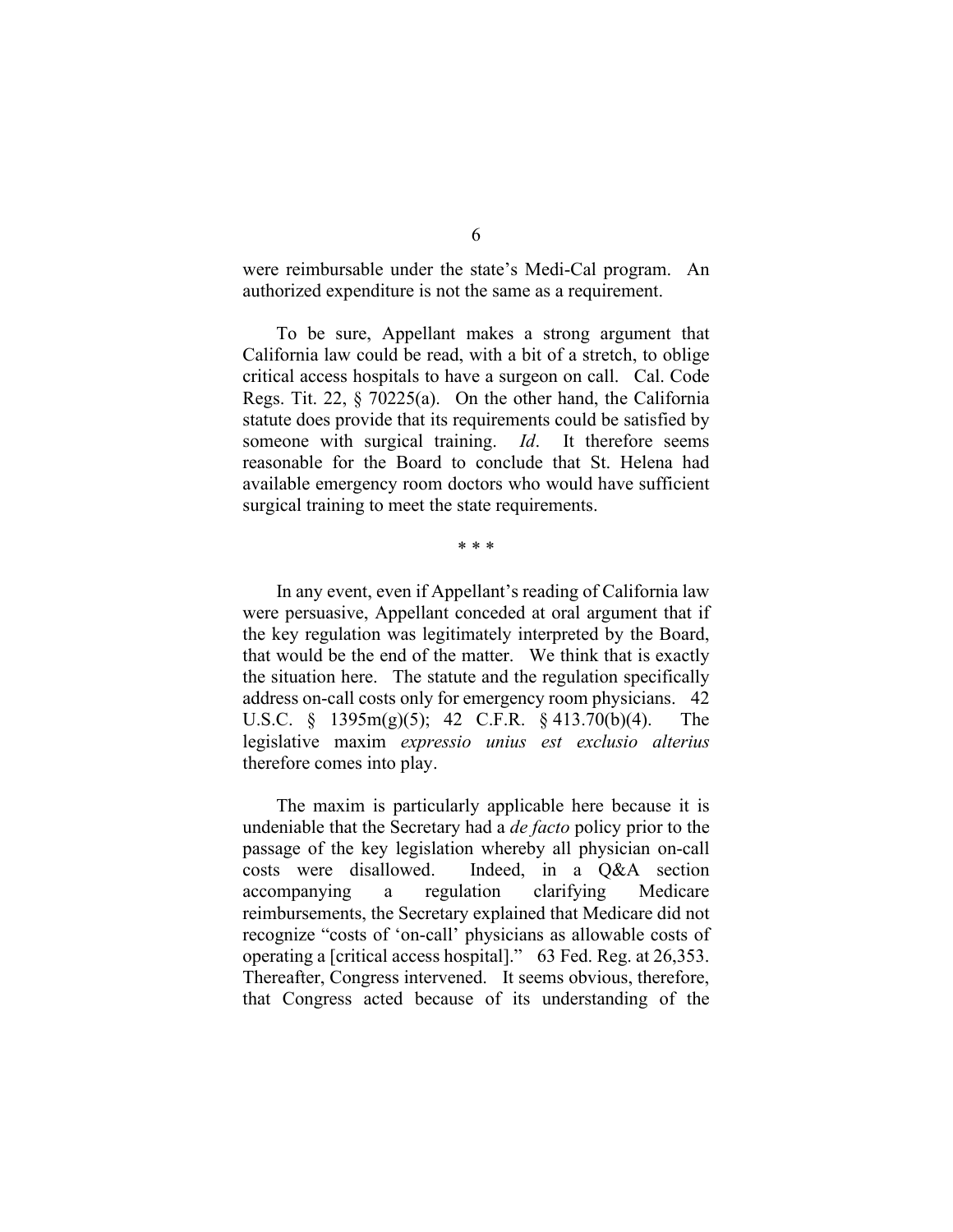were reimbursable under the state's Medi-Cal program. An authorized expenditure is not the same as a requirement.

To be sure, Appellant makes a strong argument that California law could be read, with a bit of a stretch, to oblige critical access hospitals to have a surgeon on call. Cal. Code Regs. Tit. 22, § 70225(a). On the other hand, the California statute does provide that its requirements could be satisfied by someone with surgical training. *Id*. It therefore seems reasonable for the Board to conclude that St. Helena had available emergency room doctors who would have sufficient surgical training to meet the state requirements.

\* \* \*

In any event, even if Appellant's reading of California law were persuasive, Appellant conceded at oral argument that if the key regulation was legitimately interpreted by the Board, that would be the end of the matter. We think that is exactly the situation here. The statute and the regulation specifically address on-call costs only for emergency room physicians. 42 U.S.C. § 1395m(g)(5); 42 C.F.R. § 413.70(b)(4). The legislative maxim *expressio unius est exclusio alterius* therefore comes into play.

The maxim is particularly applicable here because it is undeniable that the Secretary had a *de facto* policy prior to the passage of the key legislation whereby all physician on-call costs were disallowed. Indeed, in a Q&A section accompanying a regulation clarifying Medicare reimbursements, the Secretary explained that Medicare did not recognize "costs of 'on-call' physicians as allowable costs of operating a [critical access hospital]." 63 Fed. Reg. at 26,353. Thereafter, Congress intervened. It seems obvious, therefore, that Congress acted because of its understanding of the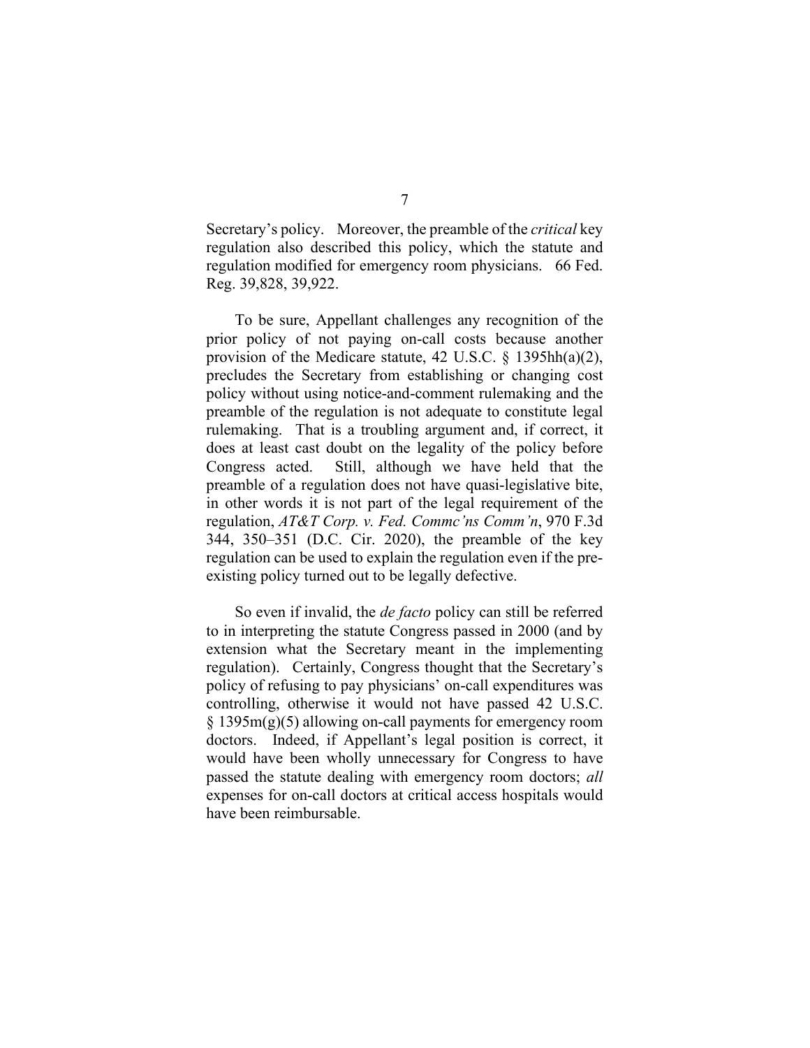Secretary's policy. Moreover, the preamble of the *critical* key regulation also described this policy, which the statute and regulation modified for emergency room physicians. 66 Fed. Reg. 39,828, 39,922.

To be sure, Appellant challenges any recognition of the prior policy of not paying on-call costs because another provision of the Medicare statute, 42 U.S.C. § 1395hh(a)(2), precludes the Secretary from establishing or changing cost policy without using notice-and-comment rulemaking and the preamble of the regulation is not adequate to constitute legal rulemaking. That is a troubling argument and, if correct, it does at least cast doubt on the legality of the policy before Congress acted. Still, although we have held that the preamble of a regulation does not have quasi-legislative bite, in other words it is not part of the legal requirement of the regulation, *AT&T Corp. v. Fed. Commc'ns Comm'n*, 970 F.3d 344, 350–351 (D.C. Cir. 2020), the preamble of the key regulation can be used to explain the regulation even if the pre-existing policy turned out to be legally defective.

So even if invalid, the *de facto* policy can still be referred to in interpreting the statute Congress passed in 2000 (and by extension what the Secretary meant in the implementing regulation). Certainly, Congress thought that the Secretary's policy of refusing to pay physicians' on-call expenditures was controlling, otherwise it would not have passed 42 U.S.C. § 1395m(g)(5) allowing on-call payments for emergency room doctors. Indeed, if Appellant's legal position is correct, it would have been wholly unnecessary for Congress to have passed the statute dealing with emergency room doctors; *all* expenses for on-call doctors at critical access hospitals would have been reimbursable.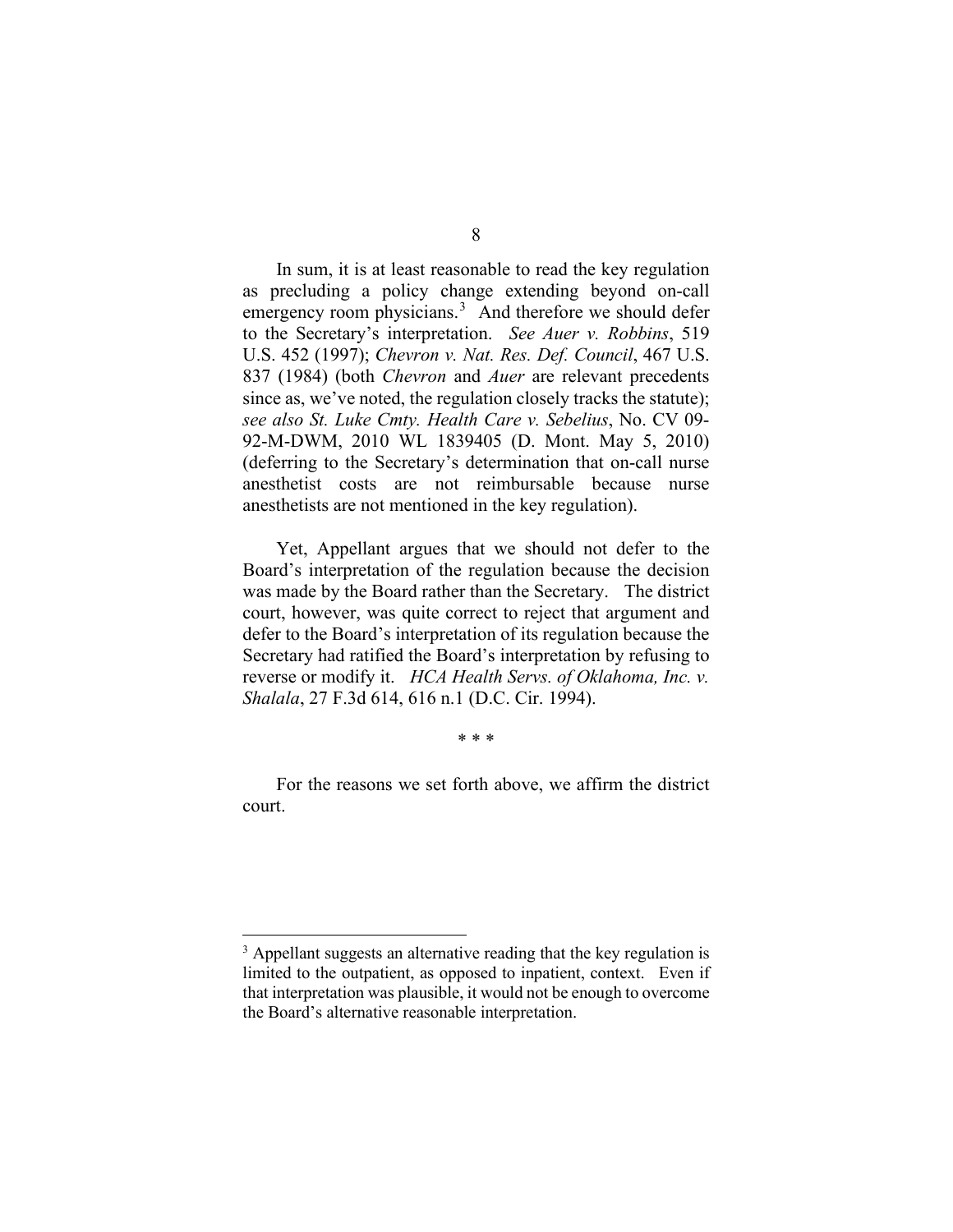In sum, it is at least reasonable to read the key regulation as precluding a policy change extending beyond on-call emergency room physicians.[3] And therefore we should defer to the Secretary's interpretation. *See Auer v. Robbins*, 519 U.S. 452 (1997); *Chevron v. Nat. Res. Def. Council*, 467 U.S. 837 (1984) (both *Chevron* and *Auer* are relevant precedents since as, we've noted, the regulation closely tracks the statute); *see also St. Luke Cmty. Health Care v. Sebelius*, No. CV 09-92-M-DWM, 2010 WL 1839405 (D. Mont. May 5, 2010) (deferring to the Secretary's determination that on-call nurse anesthetist costs are not reimbursable because nurse anesthetists are not mentioned in the key regulation).

Yet, Appellant argues that we should not defer to the Board's interpretation of the regulation because the decision was made by the Board rather than the Secretary. The district court, however, was quite correct to reject that argument and defer to the Board's interpretation of its regulation because the Secretary had ratified the Board's interpretation by refusing to reverse or modify it. *HCA Health Servs. of Oklahoma, Inc. v. Shalala*, 27 F.3d 614, 616 n.1 (D.C. Cir. 1994).

\* \* \*

For the reasons we set forth above, we affirm the district court.

---

[3] Appellant suggests an alternative reading that the key regulation is limited to the outpatient, as opposed to inpatient, context. Even if that interpretation was plausible, it would not be enough to overcome the Board's alternative reasonable interpretation.